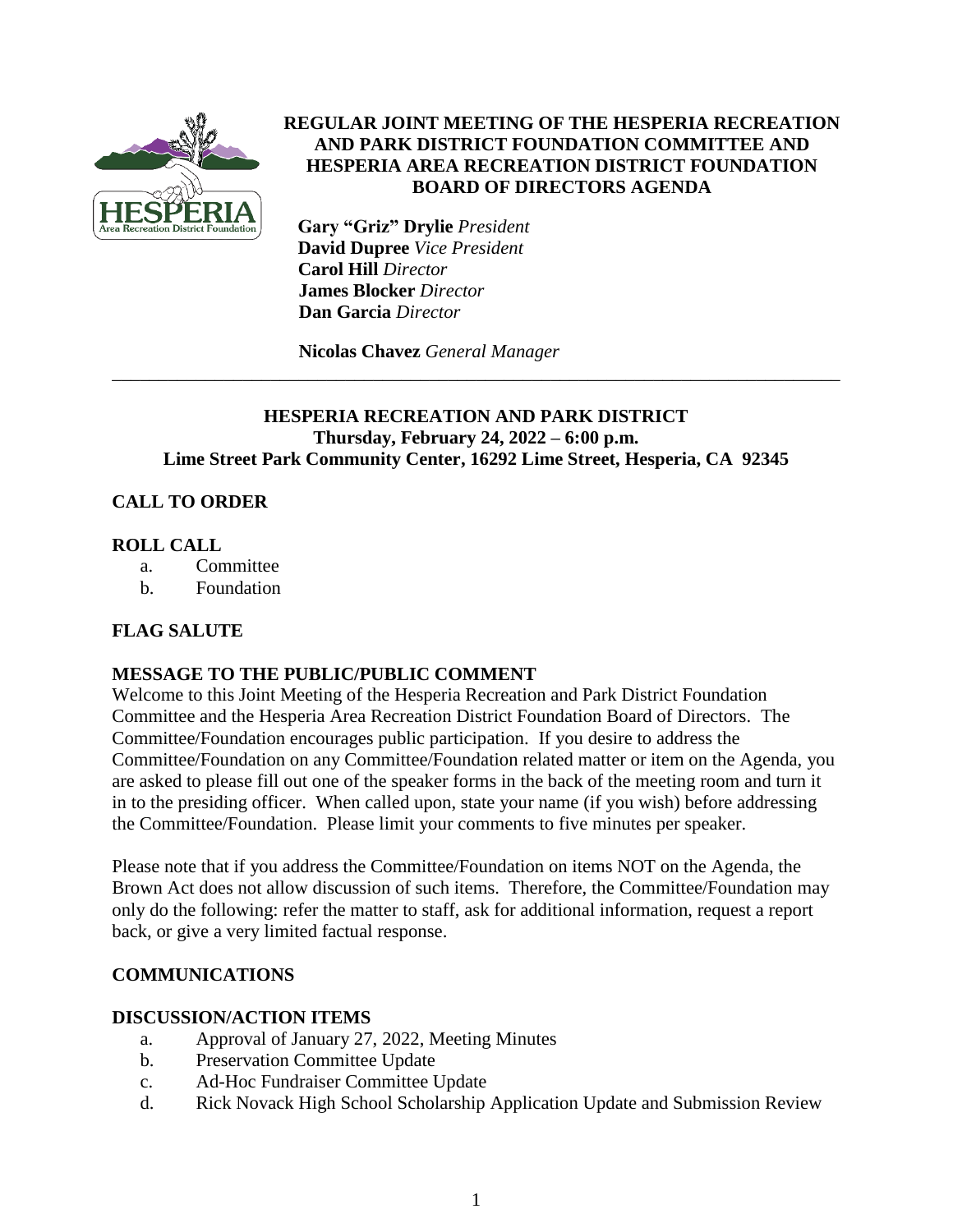# REGULAR JOINT MEETING OF THE HESPERIA RECREATION AND PARK DISTRICT FOUNDATION COMMITTEE AND HESPERIA AREA RECREATION DISTRICT FOUNDATION BOARD OF DIRECTORS AGENDA

**Gary "Griz" Drylie** *President*
**David Dupree** *Vice President*
**Carol Hill** *Director*
**James Blocker** *Director*
**Dan Garcia** *Director*

**Nicolas Chavez** *General Manager*

---

## HESPERIA RECREATION AND PARK DISTRICT
**Thursday, February 24, 2022 – 6:00 p.m.**
**Lime Street Park Community Center, 16292 Lime Street, Hesperia, CA 92345**

### CALL TO ORDER

### ROLL CALL

a. Committee
b. Foundation

### FLAG SALUTE

### MESSAGE TO THE PUBLIC/PUBLIC COMMENT

Welcome to this Joint Meeting of the Hesperia Recreation and Park District Foundation Committee and the Hesperia Area Recreation District Foundation Board of Directors. The Committee/Foundation encourages public participation. If you desire to address the Committee/Foundation on any Committee/Foundation related matter or item on the Agenda, you are asked to please fill out one of the speaker forms in the back of the meeting room and turn it in to the presiding officer. When called upon, state your name (if you wish) before addressing the Committee/Foundation. Please limit your comments to five minutes per speaker.

Please note that if you address the Committee/Foundation on items NOT on the Agenda, the Brown Act does not allow discussion of such items. Therefore, the Committee/Foundation may only do the following: refer the matter to staff, ask for additional information, request a report back, or give a very limited factual response.

### COMMUNICATIONS

### DISCUSSION/ACTION ITEMS

a. Approval of January 27, 2022, Meeting Minutes
b. Preservation Committee Update
c. Ad-Hoc Fundraiser Committee Update
d. Rick Novack High School Scholarship Application Update and Submission Review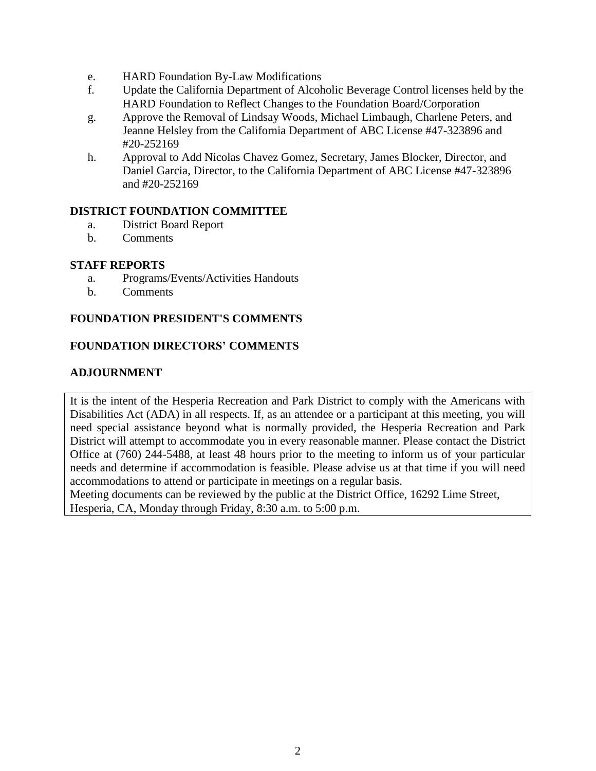e. HARD Foundation By-Law Modifications
f. Update the California Department of Alcoholic Beverage Control licenses held by the HARD Foundation to Reflect Changes to the Foundation Board/Corporation
g. Approve the Removal of Lindsay Woods, Michael Limbaugh, Charlene Peters, and Jeanne Helsley from the California Department of ABC License #47-323896 and #20-252169
h. Approval to Add Nicolas Chavez Gomez, Secretary, James Blocker, Director, and Daniel Garcia, Director, to the California Department of ABC License #47-323896 and #20-252169

**DISTRICT FOUNDATION COMMITTEE**

a. District Board Report
b. Comments

**STAFF REPORTS**

a. Programs/Events/Activities Handouts
b. Comments

**FOUNDATION PRESIDENT'S COMMENTS**

**FOUNDATION DIRECTORS' COMMENTS**

**ADJOURNMENT**

It is the intent of the Hesperia Recreation and Park District to comply with the Americans with Disabilities Act (ADA) in all respects. If, as an attendee or a participant at this meeting, you will need special assistance beyond what is normally provided, the Hesperia Recreation and Park District will attempt to accommodate you in every reasonable manner. Please contact the District Office at (760) 244-5488, at least 48 hours prior to the meeting to inform us of your particular needs and determine if accommodation is feasible. Please advise us at that time if you will need accommodations to attend or participate in meetings on a regular basis.
Meeting documents can be reviewed by the public at the District Office, 16292 Lime Street, Hesperia, CA, Monday through Friday, 8:30 a.m. to 5:00 p.m.